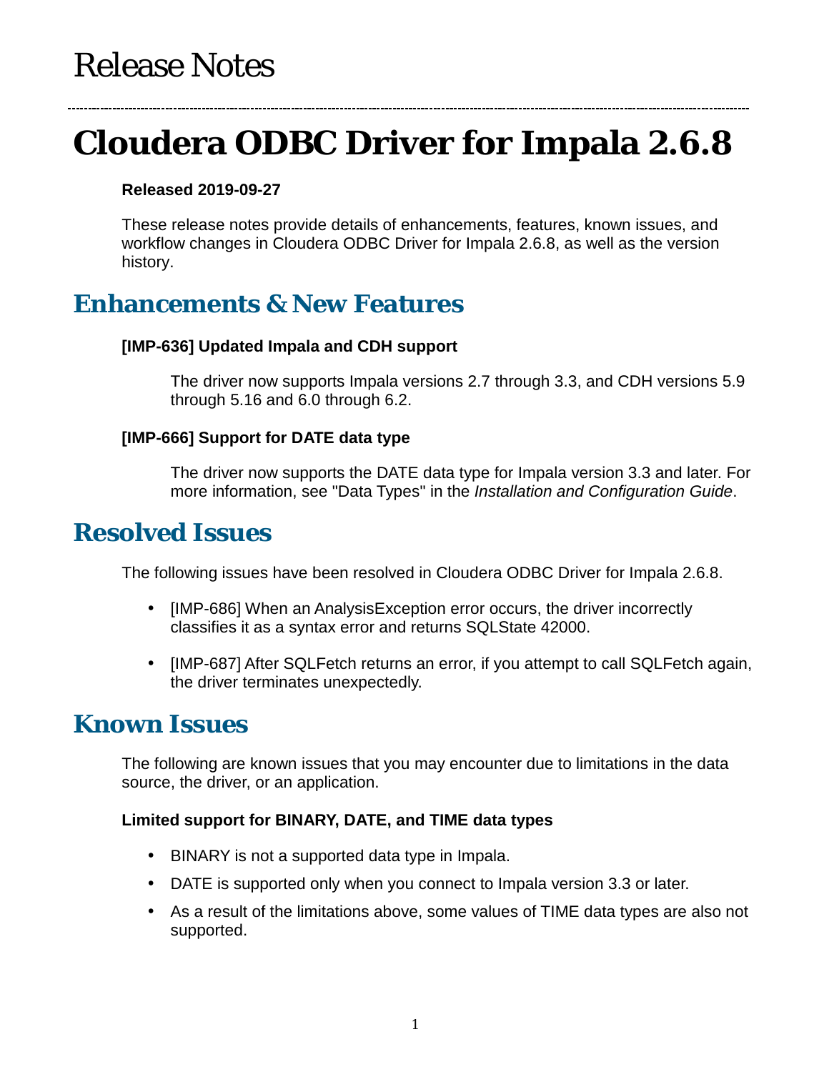# Release Notes

# Cloudera ODBC Driver for Impala 2.6.8

**Released 2019-09-27**

These release notes provide details of enhancements, features, known issues, and workflow changes in Cloudera ODBC Driver for Impala 2.6.8, as well as the version history.

## Enhancements & New Features

**[IMP-636] Updated Impala and CDH support**

The driver now supports Impala versions 2.7 through 3.3, and CDH versions 5.9 through 5.16 and 6.0 through 6.2.

**[IMP-666] Support for DATE data type**

The driver now supports the DATE data type for Impala version 3.3 and later. For more information, see "Data Types" in the *Installation and Configuration Guide*.

## Resolved Issues

The following issues have been resolved in Cloudera ODBC Driver for Impala 2.6.8.

- [IMP-686] When an AnalysisException error occurs, the driver incorrectly classifies it as a syntax error and returns SQLState 42000.
- [IMP-687] After SQLFetch returns an error, if you attempt to call SQLFetch again, the driver terminates unexpectedly.

## Known Issues

The following are known issues that you may encounter due to limitations in the data source, the driver, or an application.

**Limited support for BINARY, DATE, and TIME data types**

- BINARY is not a supported data type in Impala.
- DATE is supported only when you connect to Impala version 3.3 or later.
- As a result of the limitations above, some values of TIME data types are also not supported.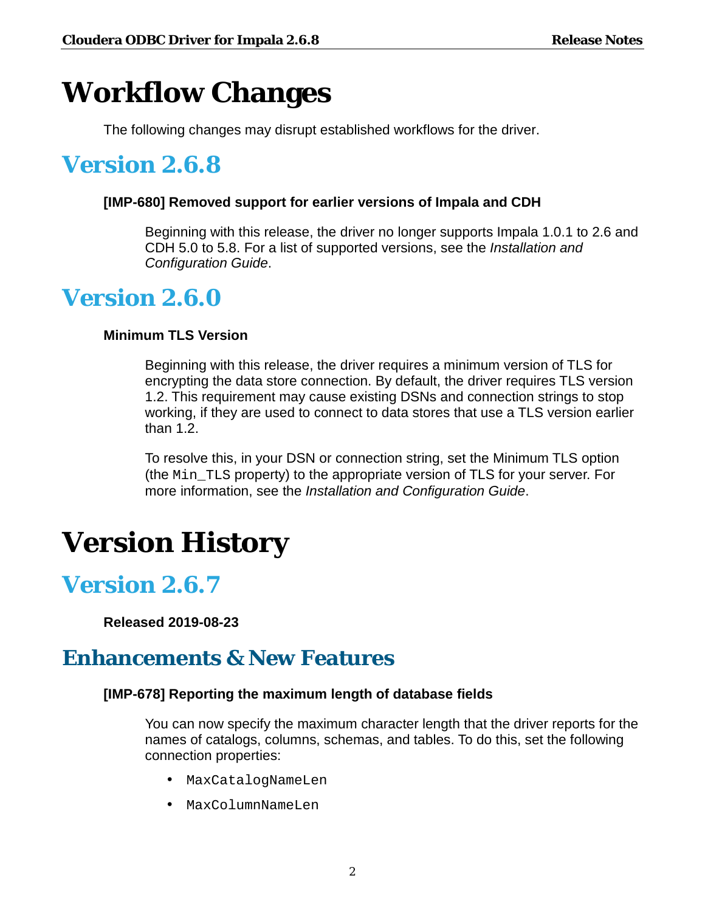# Workflow Changes

The following changes may disrupt established workflows for the driver.

## Version 2.6.8

#### [IMP-680] Removed support for earlier versions of Impala and CDH

Beginning with this release, the driver no longer supports Impala 1.0.1 to 2.6 and CDH 5.0 to 5.8. For a list of supported versions, see the *Installation and Configuration Guide*.

## Version 2.6.0

#### Minimum TLS Version

Beginning with this release, the driver requires a minimum version of TLS for encrypting the data store connection. By default, the driver requires TLS version 1.2. This requirement may cause existing DSNs and connection strings to stop working, if they are used to connect to data stores that use a TLS version earlier than 1.2.

To resolve this, in your DSN or connection string, set the Minimum TLS option (the `Min_TLS` property) to the appropriate version of TLS for your server. For more information, see the *Installation and Configuration Guide*.

# Version History

## Version 2.6.7

**Released 2019-08-23**

### Enhancements & New Features

#### [IMP-678] Reporting the maximum length of database fields

You can now specify the maximum character length that the driver reports for the names of catalogs, columns, schemas, and tables. To do this, set the following connection properties:

- `MaxCatalogNameLen`
- `MaxColumnNameLen`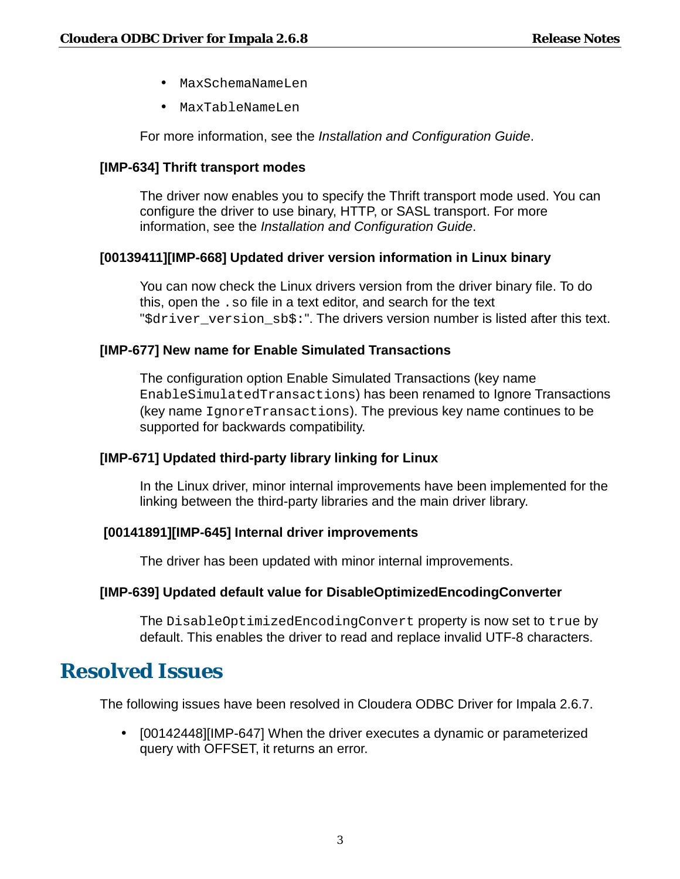- `MaxSchemaNameLen`
- `MaxTableNameLen`

For more information, see the *Installation and Configuration Guide*.

### [IMP-634] Thrift transport modes

The driver now enables you to specify the Thrift transport mode used. You can configure the driver to use binary, HTTP, or SASL transport. For more information, see the *Installation and Configuration Guide*.

### [00139411][IMP-668] Updated driver version information in Linux binary

You can now check the Linux drivers version from the driver binary file. To do this, open the `.so` file in a text editor, and search for the text "`$driver_version_sb$:`". The drivers version number is listed after this text.

### [IMP-677] New name for Enable Simulated Transactions

The configuration option Enable Simulated Transactions (key name `EnableSimulatedTransactions`) has been renamed to Ignore Transactions (key name `IgnoreTransactions`). The previous key name continues to be supported for backwards compatibility.

### [IMP-671] Updated third-party library linking for Linux

In the Linux driver, minor internal improvements have been implemented for the linking between the third-party libraries and the main driver library.

### [00141891][IMP-645] Internal driver improvements

The driver has been updated with minor internal improvements.

### [IMP-639] Updated default value for DisableOptimizedEncodingConverter

The `DisableOptimizedEncodingConvert` property is now set to `true` by default. This enables the driver to read and replace invalid UTF-8 characters.

## Resolved Issues

The following issues have been resolved in Cloudera ODBC Driver for Impala 2.6.7.

- [00142448][IMP-647] When the driver executes a dynamic or parameterized query with OFFSET, it returns an error.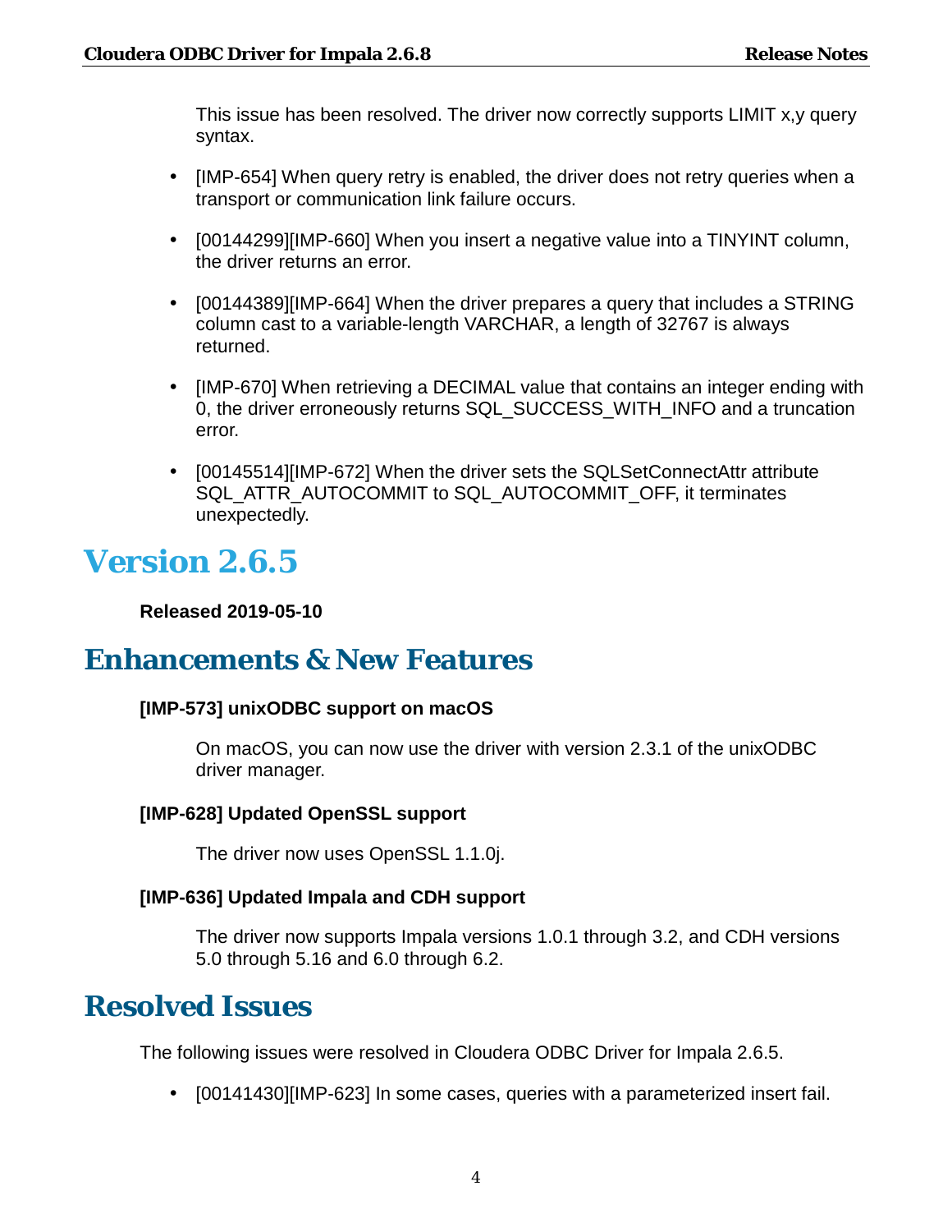This issue has been resolved. The driver now correctly supports LIMIT x,y query syntax.

- [IMP-654] When query retry is enabled, the driver does not retry queries when a transport or communication link failure occurs.
- [00144299][IMP-660] When you insert a negative value into a TINYINT column, the driver returns an error.
- [00144389][IMP-664] When the driver prepares a query that includes a STRING column cast to a variable-length VARCHAR, a length of 32767 is always returned.
- [IMP-670] When retrieving a DECIMAL value that contains an integer ending with 0, the driver erroneously returns SQL_SUCCESS_WITH_INFO and a truncation error.
- [00145514][IMP-672] When the driver sets the SQLSetConnectAttr attribute SQL_ATTR_AUTOCOMMIT to SQL_AUTOCOMMIT_OFF, it terminates unexpectedly.

# Version 2.6.5

**Released 2019-05-10**

## Enhancements & New Features

**[IMP-573] unixODBC support on macOS**

On macOS, you can now use the driver with version 2.3.1 of the unixODBC driver manager.

**[IMP-628] Updated OpenSSL support**

The driver now uses OpenSSL 1.1.0j.

**[IMP-636] Updated Impala and CDH support**

The driver now supports Impala versions 1.0.1 through 3.2, and CDH versions 5.0 through 5.16 and 6.0 through 6.2.

## Resolved Issues

The following issues were resolved in Cloudera ODBC Driver for Impala 2.6.5.

- [00141430][IMP-623] In some cases, queries with a parameterized insert fail.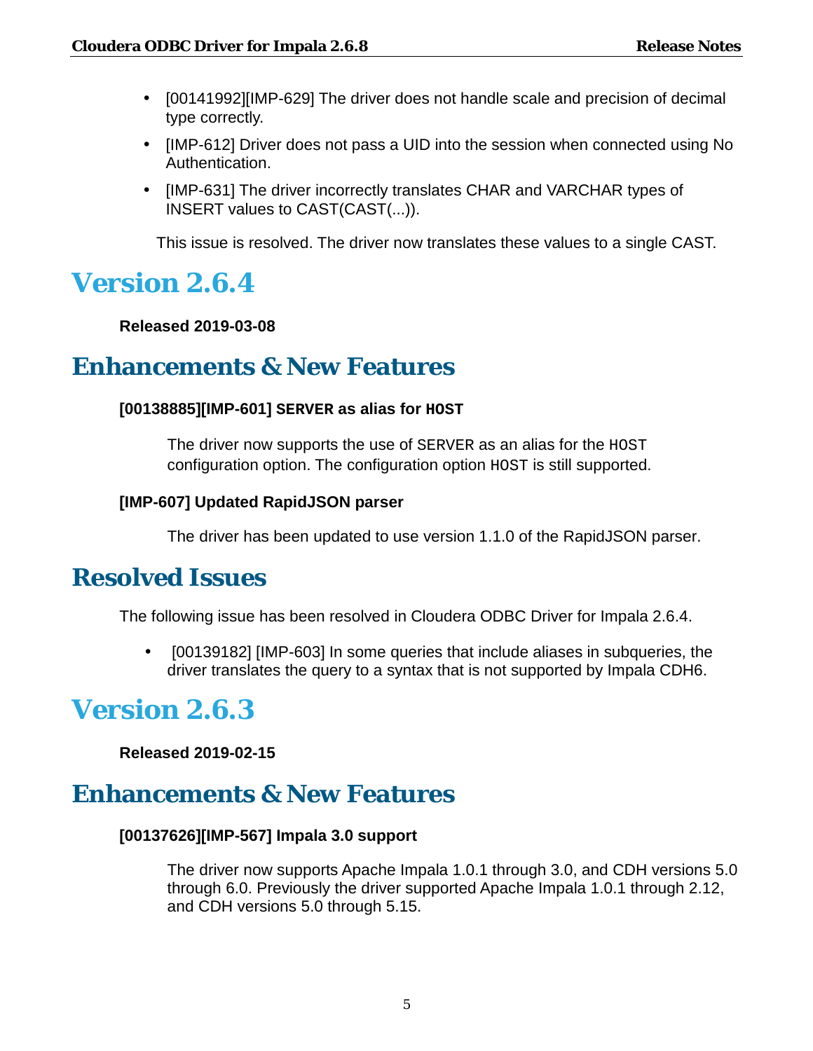- [00141992][IMP-629] The driver does not handle scale and precision of decimal type correctly.
- [IMP-612] Driver does not pass a UID into the session when connected using No Authentication.
- [IMP-631] The driver incorrectly translates CHAR and VARCHAR types of INSERT values to CAST(CAST(...)).

  This issue is resolved. The driver now translates these values to a single CAST.

# Version 2.6.4

**Released 2019-03-08**

## Enhancements & New Features

**[00138885][IMP-601] `SERVER` as alias for `HOST`**

The driver now supports the use of `SERVER` as an alias for the `HOST` configuration option. The configuration option `HOST` is still supported.

**[IMP-607] Updated RapidJSON parser**

The driver has been updated to use version 1.1.0 of the RapidJSON parser.

## Resolved Issues

The following issue has been resolved in Cloudera ODBC Driver for Impala 2.6.4.

- [00139182] [IMP-603] In some queries that include aliases in subqueries, the driver translates the query to a syntax that is not supported by Impala CDH6.

# Version 2.6.3

**Released 2019-02-15**

## Enhancements & New Features

**[00137626][IMP-567] Impala 3.0 support**

The driver now supports Apache Impala 1.0.1 through 3.0, and CDH versions 5.0 through 6.0. Previously the driver supported Apache Impala 1.0.1 through 2.12, and CDH versions 5.0 through 5.15.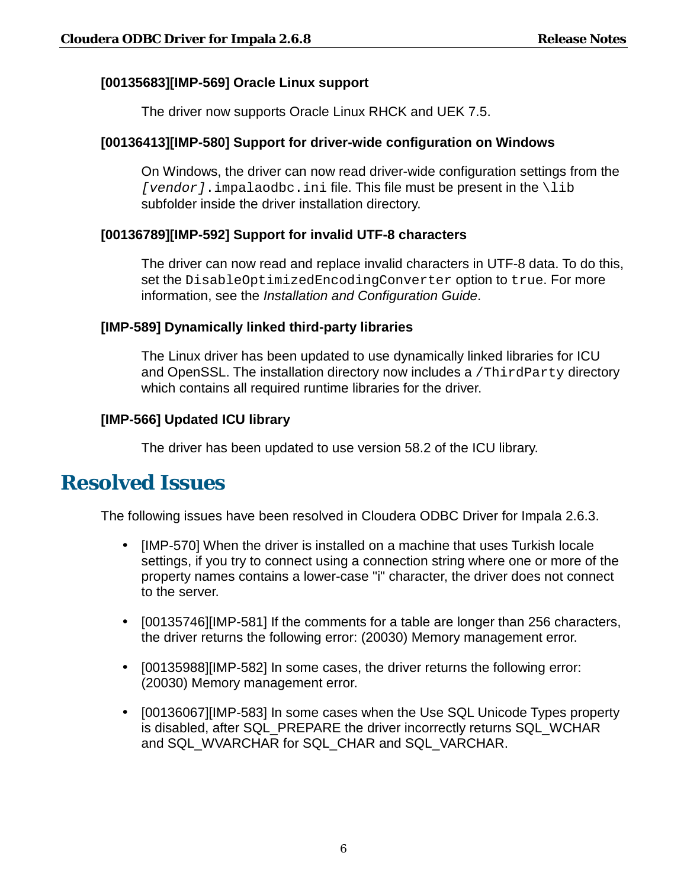#### [00135683][IMP-569] Oracle Linux support

The driver now supports Oracle Linux RHCK and UEK 7.5.

#### [00136413][IMP-580] Support for driver-wide configuration on Windows

On Windows, the driver can now read driver-wide configuration settings from the `[vendor].impalaodbc.ini` file. This file must be present in the `\lib` subfolder inside the driver installation directory.

#### [00136789][IMP-592] Support for invalid UTF-8 characters

The driver can now read and replace invalid characters in UTF-8 data. To do this, set the `DisableOptimizedEncodingConverter` option to `true`. For more information, see the *Installation and Configuration Guide*.

#### [IMP-589] Dynamically linked third-party libraries

The Linux driver has been updated to use dynamically linked libraries for ICU and OpenSSL. The installation directory now includes a `/ThirdParty` directory which contains all required runtime libraries for the driver.

#### [IMP-566] Updated ICU library

The driver has been updated to use version 58.2 of the ICU library.

# Resolved Issues

The following issues have been resolved in Cloudera ODBC Driver for Impala 2.6.3.

- [IMP-570] When the driver is installed on a machine that uses Turkish locale settings, if you try to connect using a connection string where one or more of the property names contains a lower-case "i" character, the driver does not connect to the server.
- [00135746][IMP-581] If the comments for a table are longer than 256 characters, the driver returns the following error: (20030) Memory management error.
- [00135988][IMP-582] In some cases, the driver returns the following error: (20030) Memory management error.
- [00136067][IMP-583] In some cases when the Use SQL Unicode Types property is disabled, after SQL_PREPARE the driver incorrectly returns SQL_WCHAR and SQL_WVARCHAR for SQL_CHAR and SQL_VARCHAR.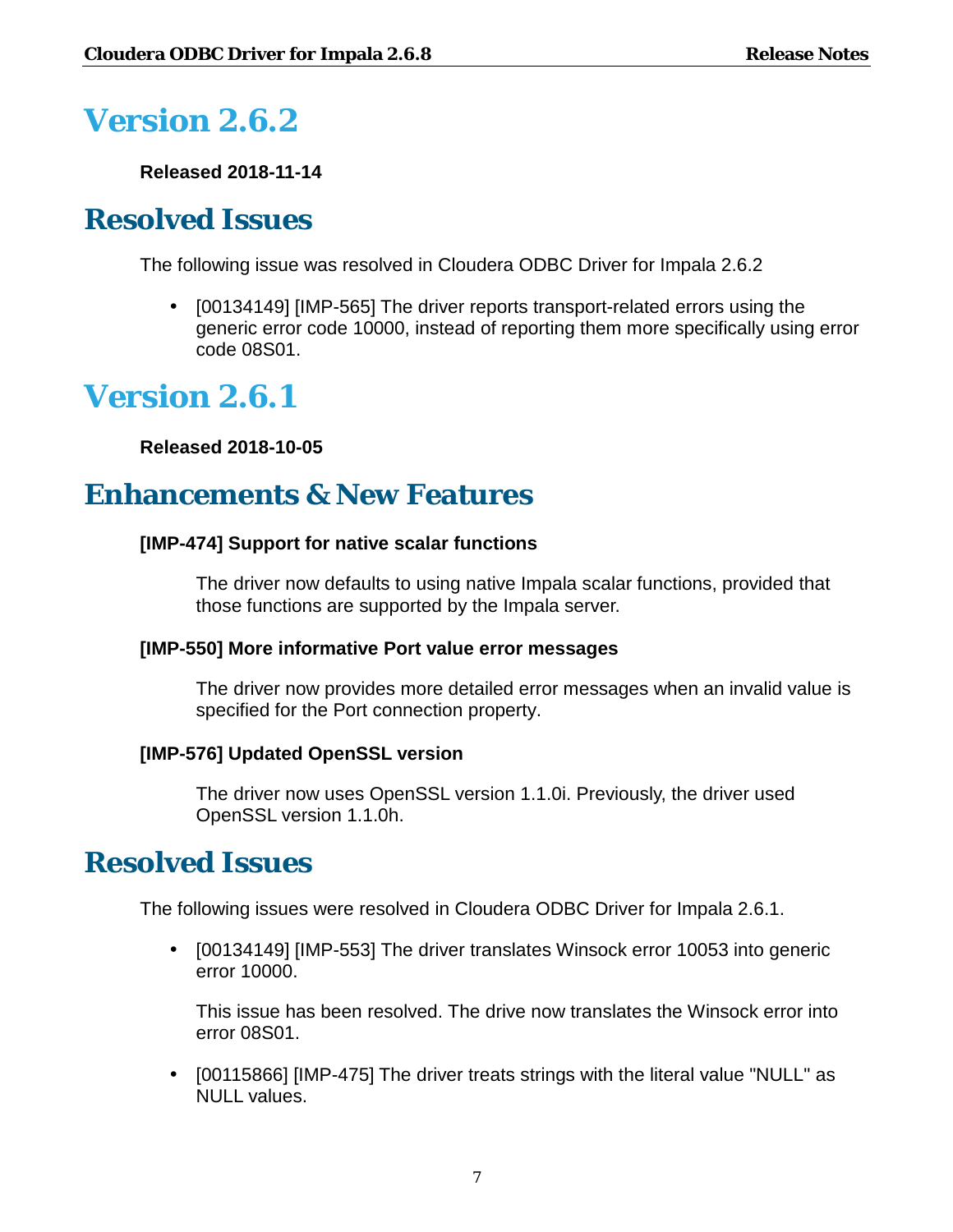# Version 2.6.2

**Released 2018-11-14**

## Resolved Issues

The following issue was resolved in Cloudera ODBC Driver for Impala 2.6.2

- [00134149] [IMP-565] The driver reports transport-related errors using the generic error code 10000, instead of reporting them more specifically using error code 08S01.

# Version 2.6.1

**Released 2018-10-05**

## Enhancements & New Features

**[IMP-474] Support for native scalar functions**

The driver now defaults to using native Impala scalar functions, provided that those functions are supported by the Impala server.

**[IMP-550] More informative Port value error messages**

The driver now provides more detailed error messages when an invalid value is specified for the Port connection property.

**[IMP-576] Updated OpenSSL version**

The driver now uses OpenSSL version 1.1.0i. Previously, the driver used OpenSSL version 1.1.0h.

## Resolved Issues

The following issues were resolved in Cloudera ODBC Driver for Impala 2.6.1.

- [00134149] [IMP-553] The driver translates Winsock error 10053 into generic error 10000.

  This issue has been resolved. The drive now translates the Winsock error into error 08S01.

- [00115866] [IMP-475] The driver treats strings with the literal value "NULL" as NULL values.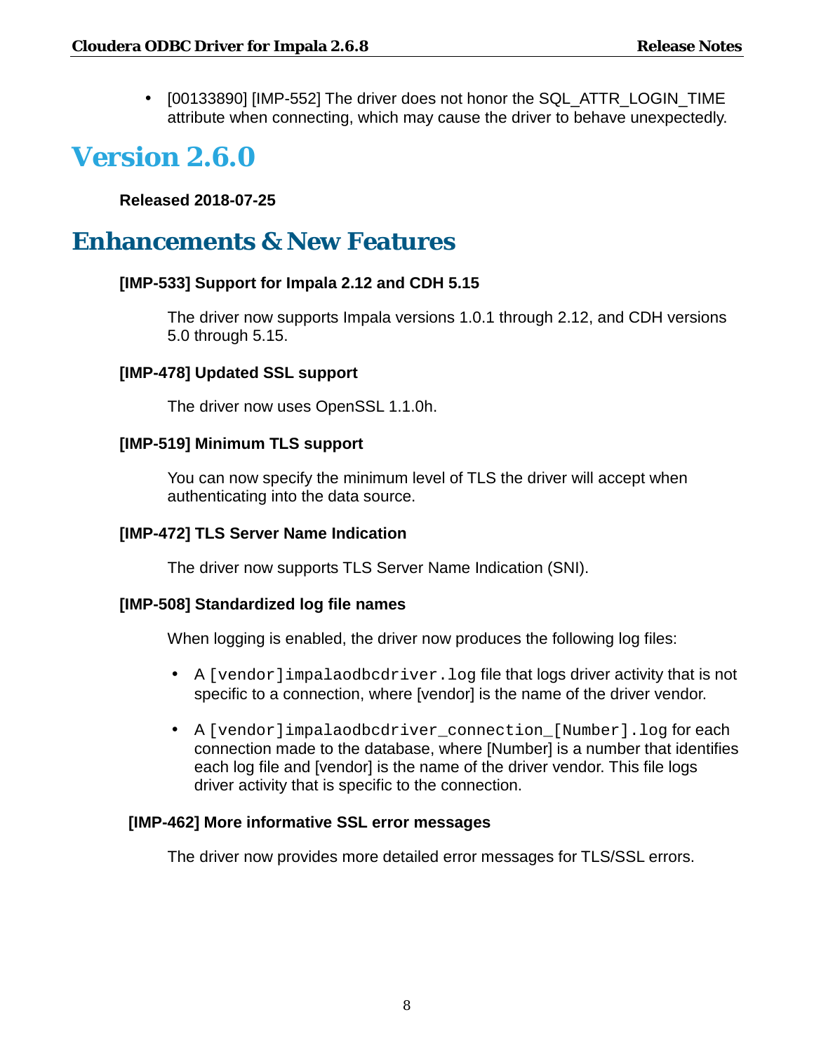- [00133890] [IMP-552] The driver does not honor the SQL_ATTR_LOGIN_TIME attribute when connecting, which may cause the driver to behave unexpectedly.

# Version 2.6.0

**Released 2018-07-25**

# Enhancements & New Features

**[IMP-533] Support for Impala 2.12 and CDH 5.15**

The driver now supports Impala versions 1.0.1 through 2.12, and CDH versions 5.0 through 5.15.

**[IMP-478] Updated SSL support**

The driver now uses OpenSSL 1.1.0h.

**[IMP-519] Minimum TLS support**

You can now specify the minimum level of TLS the driver will accept when authenticating into the data source.

**[IMP-472] TLS Server Name Indication**

The driver now supports TLS Server Name Indication (SNI).

**[IMP-508] Standardized log file names**

When logging is enabled, the driver now produces the following log files:

- A `[vendor]impalaodbcdriver.log` file that logs driver activity that is not specific to a connection, where [vendor] is the name of the driver vendor.
- A `[vendor]impalaodbcdriver_connection_[Number].log` for each connection made to the database, where [Number] is a number that identifies each log file and [vendor] is the name of the driver vendor. This file logs driver activity that is specific to the connection.

**[IMP-462] More informative SSL error messages**

The driver now provides more detailed error messages for TLS/SSL errors.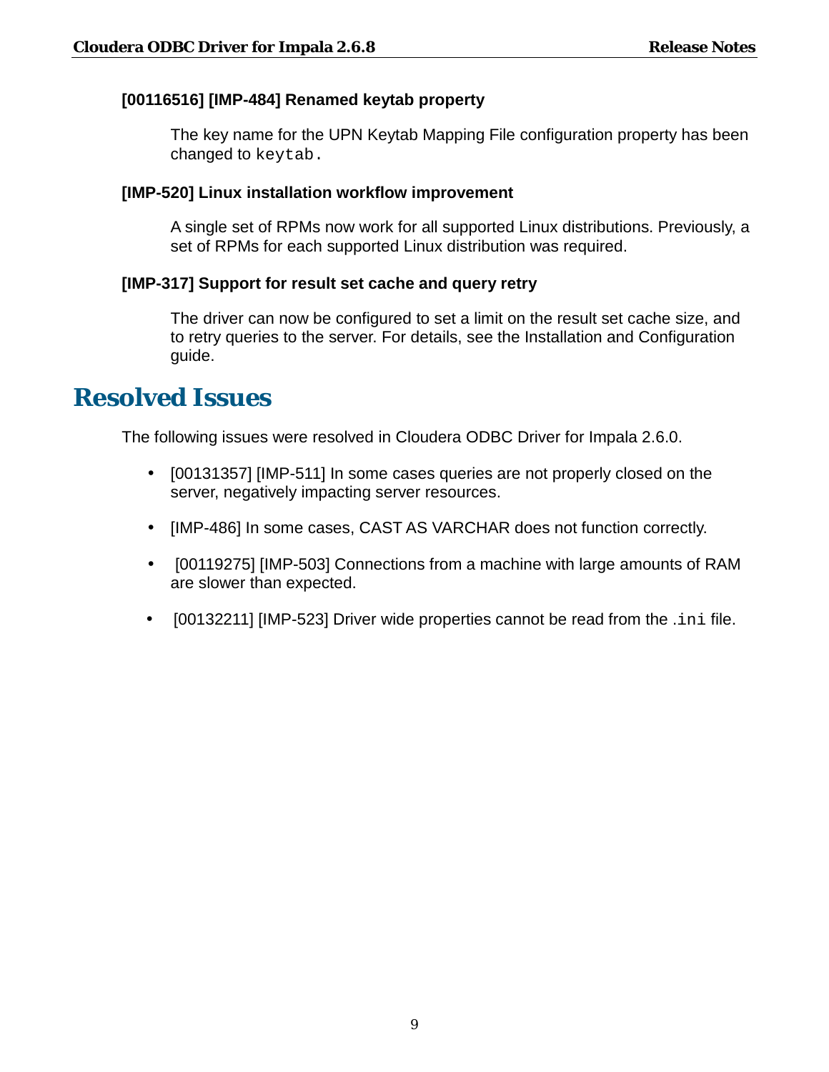### [00116516] [IMP-484] Renamed keytab property

The key name for the UPN Keytab Mapping File configuration property has been changed to `keytab.`

### [IMP-520] Linux installation workflow improvement

A single set of RPMs now work for all supported Linux distributions. Previously, a set of RPMs for each supported Linux distribution was required.

### [IMP-317] Support for result set cache and query retry

The driver can now be configured to set a limit on the result set cache size, and to retry queries to the server. For details, see the Installation and Configuration guide.

# Resolved Issues

The following issues were resolved in Cloudera ODBC Driver for Impala 2.6.0.

- [00131357] [IMP-511] In some cases queries are not properly closed on the server, negatively impacting server resources.
- [IMP-486] In some cases, CAST AS VARCHAR does not function correctly.
- [00119275] [IMP-503] Connections from a machine with large amounts of RAM are slower than expected.
- [00132211] [IMP-523] Driver wide properties cannot be read from the `.ini` file.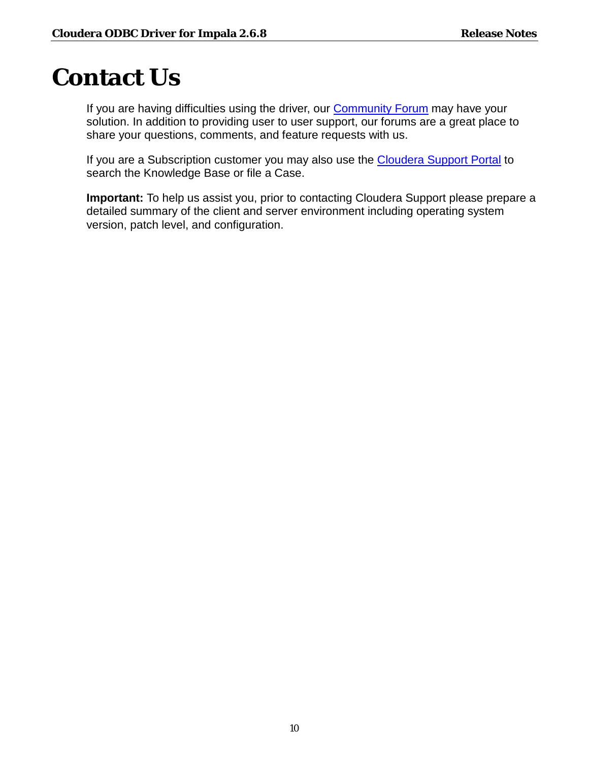# Contact Us

If you are having difficulties using the driver, our [Community Forum]() may have your solution. In addition to providing user to user support, our forums are a great place to share your questions, comments, and feature requests with us.

If you are a Subscription customer you may also use the [Cloudera Support Portal]() to search the Knowledge Base or file a Case.

**Important:** To help us assist you, prior to contacting Cloudera Support please prepare a detailed summary of the client and server environment including operating system version, patch level, and configuration.